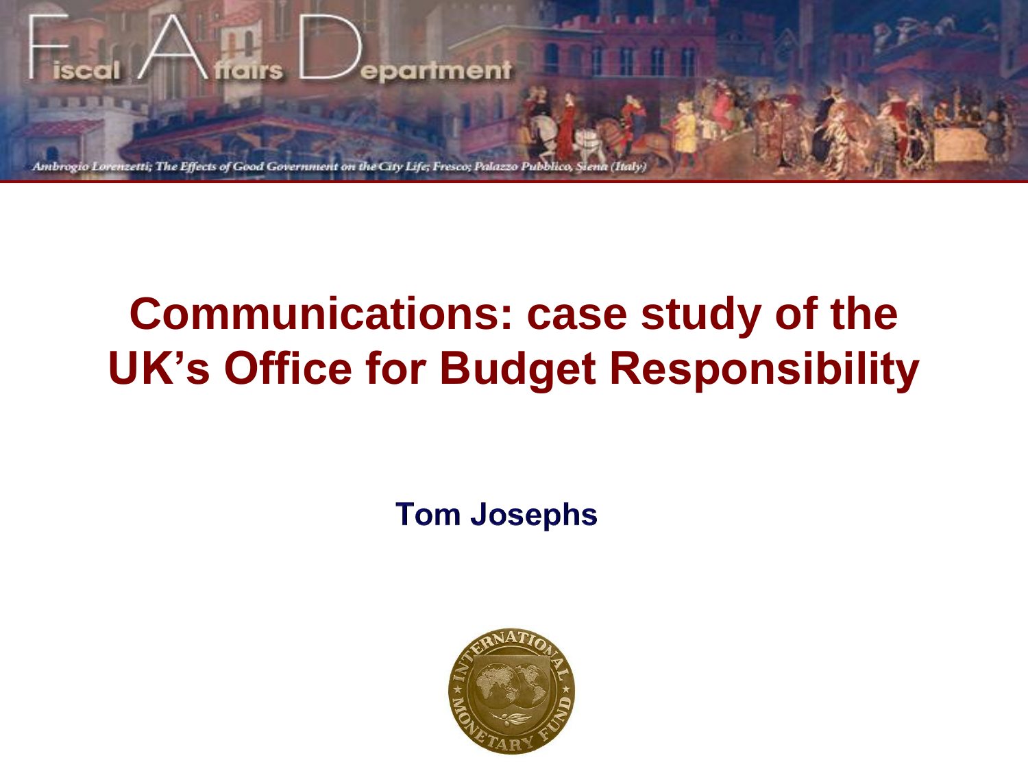# Communications: case study of the UK's Office for Budget Responsibility

**Tom Josephs**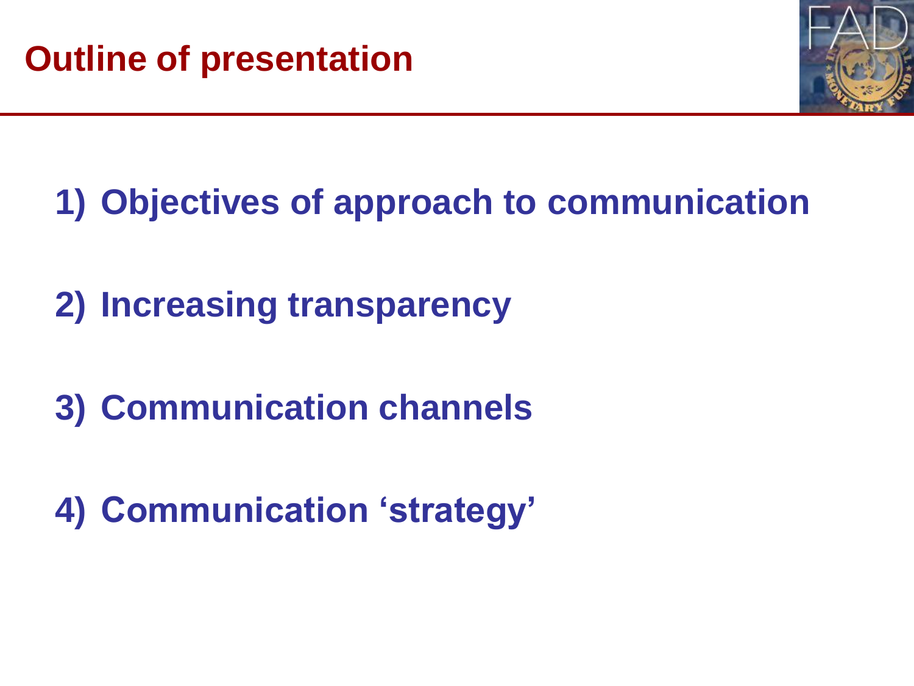# Outline of presentation

1) **Objectives of approach to communication**

2) **Increasing transparency**

3) **Communication channels**

4) **Communication 'strategy'**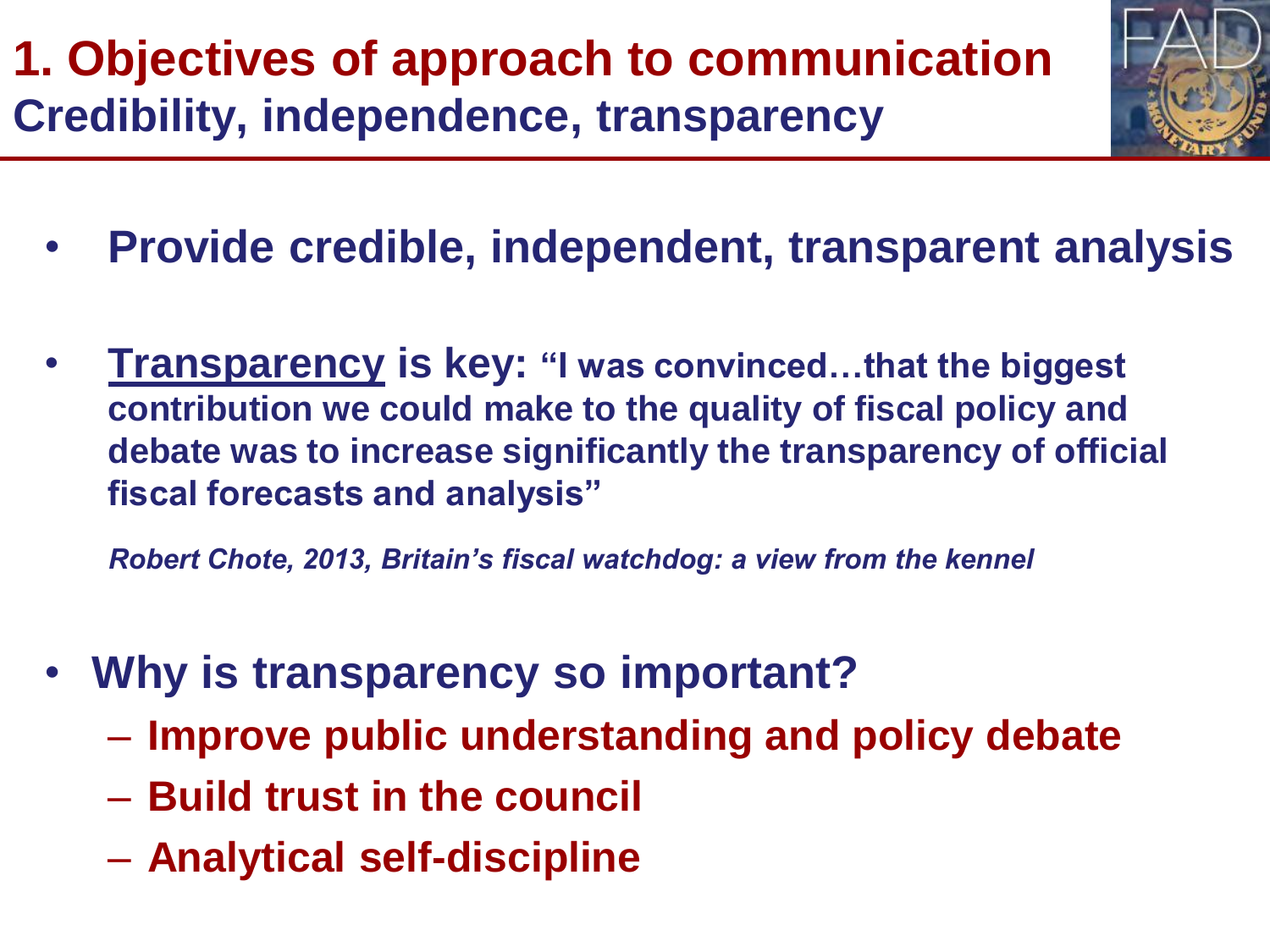# 1. Objectives of approach to communication

## Credibility, independence, transparency

- **Provide credible, independent, transparent analysis**

- **Transparency is key: "I was convinced…that the biggest contribution we could make to the quality of fiscal policy and debate was to increase significantly the transparency of official fiscal forecasts and analysis"**

  ***Robert Chote, 2013, Britain's fiscal watchdog: a view from the kennel***

- **Why is transparency so important?**
  - **Improve public understanding and policy debate**
  - **Build trust in the council**
  - **Analytical self-discipline**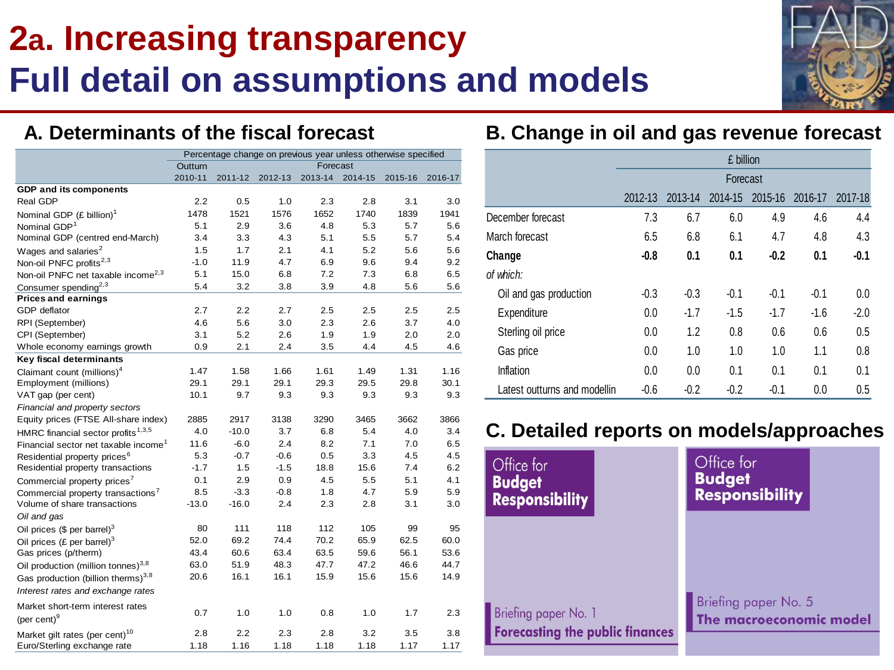# 2a. Increasing transparency
# Full detail on assumptions and models

## A. Determinants of the fiscal forecast

| | Percentage change on previous year unless otherwise specified | | | | | | |
|---|---|---|---|---|---|---|---|
| | Outturn | Forecast | | | | | |
| | 2010-11 | 2011-12 | 2012-13 | 2013-14 | 2014-15 | 2015-16 | 2016-17 |
| **GDP and its components** | | | | | | | |
| Real GDP | 2.2 | 0.5 | 1.0 | 2.3 | 2.8 | 3.1 | 3.0 |
| Nominal GDP (£ billion)[1] | 1478 | 1521 | 1576 | 1652 | 1740 | 1839 | 1941 |
| Nominal GDP[1] | 5.1 | 2.9 | 3.6 | 4.8 | 5.3 | 5.7 | 5.6 |
| Nominal GDP (centred end-March) | 3.4 | 3.3 | 4.3 | 5.1 | 5.5 | 5.7 | 5.4 |
| Wages and salaries[2] | 1.5 | 1.7 | 2.1 | 4.1 | 5.2 | 5.6 | 5.6 |
| Non-oil PNFC profits[2,3] | -1.0 | 11.9 | 4.7 | 6.9 | 9.6 | 9.4 | 9.2 |
| Non-oil PNFC net taxable income[2,3] | 5.1 | 15.0 | 6.8 | 7.2 | 7.3 | 6.8 | 6.5 |
| Consumer spending[2,3] | 5.4 | 3.2 | 3.8 | 3.9 | 4.8 | 5.6 | 5.6 |
| **Prices and earnings** | | | | | | | |
| GDP deflator | 2.7 | 2.2 | 2.7 | 2.5 | 2.5 | 2.5 | 2.5 |
| RPI (September) | 4.6 | 5.6 | 3.0 | 2.3 | 2.6 | 3.7 | 4.0 |
| CPI (September) | 3.1 | 5.2 | 2.6 | 1.9 | 1.9 | 2.0 | 2.0 |
| Whole economy earnings growth | 0.9 | 2.1 | 2.4 | 3.5 | 4.4 | 4.5 | 4.6 |
| **Key fiscal determinants** | | | | | | | |
| Claimant count (millions)[4] | 1.47 | 1.58 | 1.66 | 1.61 | 1.49 | 1.31 | 1.16 |
| Employment (millions) | 29.1 | 29.1 | 29.1 | 29.3 | 29.5 | 29.8 | 30.1 |
| VAT gap (per cent) | 10.1 | 9.7 | 9.3 | 9.3 | 9.3 | 9.3 | 9.3 |
| *Financial and property sectors* | | | | | | | |
| Equity prices (FTSE All-share index) | 2885 | 2917 | 3138 | 3290 | 3465 | 3662 | 3866 |
| HMRC financial sector profits[1,3,5] | 4.0 | -10.0 | 3.7 | 6.8 | 5.4 | 4.0 | 3.4 |
| Financial sector net taxable income[1] | 11.6 | -6.0 | 2.4 | 8.2 | 7.1 | 7.0 | 6.5 |
| Residential property prices[6] | 5.3 | -0.7 | -0.6 | 0.5 | 3.3 | 4.5 | 4.5 |
| Residential property transactions | -1.7 | 1.5 | -1.5 | 18.8 | 15.6 | 7.4 | 6.2 |
| Commercial property prices[7] | 0.1 | 2.9 | 0.9 | 4.5 | 5.5 | 5.1 | 4.1 |
| Commercial property transactions[7] | 8.5 | -3.3 | -0.8 | 1.8 | 4.7 | 5.9 | 5.9 |
| Volume of share transactions | -13.0 | -16.0 | 2.4 | 2.3 | 2.8 | 3.1 | 3.0 |
| *Oil and gas* | | | | | | | |
| Oil prices ($ per barrel)[3] | 80 | 111 | 118 | 112 | 105 | 99 | 95 |
| Oil prices (£ per barrel)[3] | 52.0 | 69.2 | 74.4 | 70.2 | 65.9 | 62.5 | 60.0 |
| Gas prices (p/therm) | 43.4 | 60.6 | 63.4 | 63.5 | 59.6 | 56.1 | 53.6 |
| Oil production (million tonnes)[3,8] | 63.0 | 51.9 | 48.3 | 47.7 | 47.2 | 46.6 | 44.7 |
| Gas production (billion therms)[3,8] | 20.6 | 16.1 | 16.1 | 15.9 | 15.6 | 15.6 | 14.9 |
| *Interest rates and exchange rates* | | | | | | | |
| Market short-term interest rates (per cent)[9] | 0.7 | 1.0 | 1.0 | 0.8 | 1.0 | 1.7 | 2.3 |
| Market gilt rates (per cent)[10] | 2.8 | 2.2 | 2.3 | 2.8 | 3.2 | 3.5 | 3.8 |
| Euro/Sterling exchange rate | 1.18 | 1.16 | 1.18 | 1.18 | 1.18 | 1.17 | 1.17 |

## B. Change in oil and gas revenue forecast

| | £ billion | | | | | |
|---|---|---|---|---|---|---|
| | Forecast | | | | | |
| | 2012-13 | 2013-14 | 2014-15 | 2015-16 | 2016-17 | 2017-18 |
| December forecast | 7.3 | 6.7 | 6.0 | 4.9 | 4.6 | 4.4 |
| March forecast | 6.5 | 6.8 | 6.1 | 4.7 | 4.8 | 4.3 |
| **Change** | **-0.8** | **0.1** | **0.1** | **-0.2** | **0.1** | **-0.1** |
| *of which:* | | | | | | |
| Oil and gas production | -0.3 | -0.3 | -0.1 | -0.1 | -0.1 | 0.0 |
| Expenditure | 0.0 | -1.7 | -1.5 | -1.7 | -1.6 | -2.0 |
| Sterling oil price | 0.0 | 1.2 | 0.8 | 0.6 | 0.6 | 0.5 |
| Gas price | 0.0 | 1.0 | 1.0 | 1.0 | 1.1 | 0.8 |
| Inflation | 0.0 | 0.0 | 0.1 | 0.1 | 0.1 | 0.1 |
| Latest outturns and modellin | -0.6 | -0.2 | -0.2 | -0.1 | 0.0 | 0.5 |

## C. Detailed reports on models/approaches

Office for **Budget Responsibility**

Briefing paper No. 1
**Forecasting the public finances**

Office for **Budget Responsibility**

Briefing paper No. 5
**The macroeconomic model**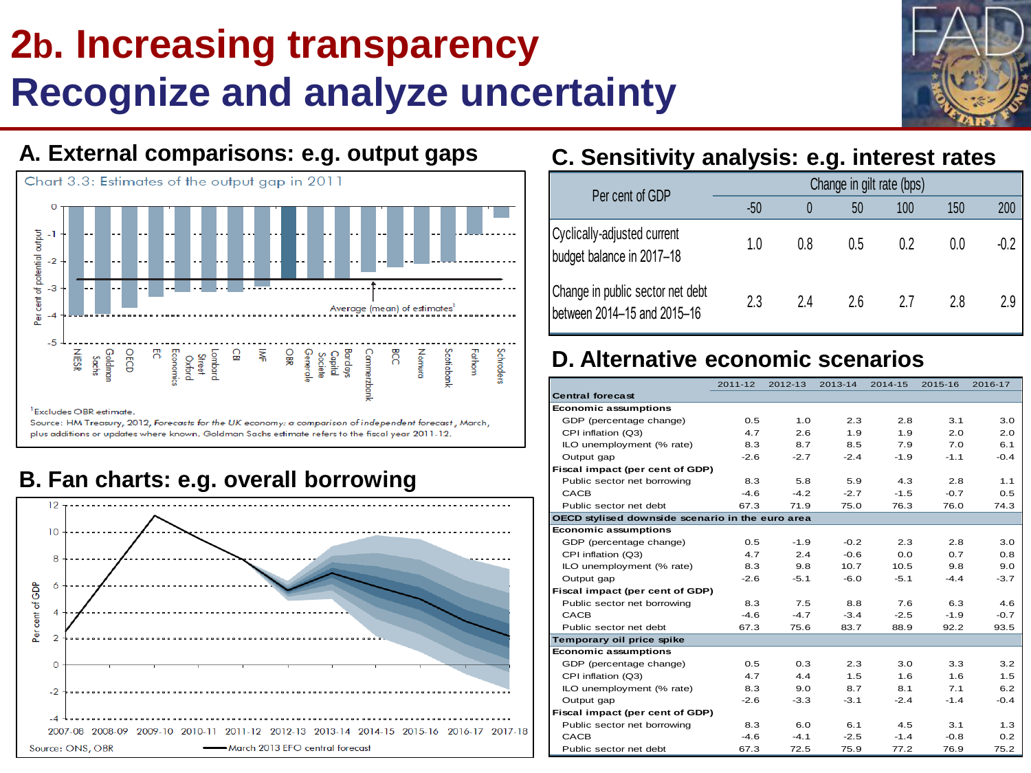# 2b. Increasing transparency
# Recognize and analyze uncertainty

## A. External comparisons: e.g. output gaps

Chart 3.3: Estimates of the output gap in 2011

Per cent of potential output

Average (mean) of estimates[1]

NIESR, Goldman Sachs, OECD, EC, Economics, Oxford, Street, Lombard, CBI, IMF, OBR, Generale, Societe, Capital, Barclays, Commerzbank, BCC, Nomura, Scotiabank, Fathom, Schroders

[1] Excludes OBR estimate.

Source: HM Treasury, 2012, *Forecasts for the UK economy: a comparison of independent forecast*, March, plus additions or updates where known. Goldman Sachs estimate refers to the fiscal year 2011-12.

## B. Fan charts: e.g. overall borrowing

Per cent of GDP

2007-08 2008-09 2009-10 2010-11 2011-12 2012-13 2013-14 2014-15 2015-16 2016-17 2017-18

Source: ONS, OBR — March 2013 EFO central forecast

## C. Sensitivity analysis: e.g. interest rates

| Per cent of GDP | Change in gilt rate (bps) | | | | | |
|---|---|---|---|---|---|---|
| | -50 | 0 | 50 | 100 | 150 | 200 |
| Cyclically-adjusted current budget balance in 2017–18 | 1.0 | 0.8 | 0.5 | 0.2 | 0.0 | -0.2 |
| Change in public sector net debt between 2014–15 and 2015–16 | 2.3 | 2.4 | 2.6 | 2.7 | 2.8 | 2.9 |

## D. Alternative economic scenarios

| | 2011-12 | 2012-13 | 2013-14 | 2014-15 | 2015-16 | 2016-17 |
|---|---|---|---|---|---|---|
| **Central forecast** | | | | | | |
| **Economic assumptions** | | | | | | |
| GDP (percentage change) | 0.5 | 1.0 | 2.3 | 2.8 | 3.1 | 3.0 |
| CPI inflation (Q3) | 4.7 | 2.6 | 1.9 | 1.9 | 2.0 | 2.0 |
| ILO unemployment (% rate) | 8.3 | 8.7 | 8.5 | 7.9 | 7.0 | 6.1 |
| Output gap | -2.6 | -2.7 | -2.4 | -1.9 | -1.1 | -0.4 |
| **Fiscal impact (per cent of GDP)** | | | | | | |
| Public sector net borrowing | 8.3 | 5.8 | 5.9 | 4.3 | 2.8 | 1.1 |
| CACB | -4.6 | -4.2 | -2.7 | -1.5 | -0.7 | 0.5 |
| Public sector net debt | 67.3 | 71.9 | 75.0 | 76.3 | 76.0 | 74.3 |
| **OECD stylised downside scenario in the euro area** | | | | | | |
| **Economic assumptions** | | | | | | |
| GDP (percentage change) | 0.5 | -1.9 | -0.2 | 2.3 | 2.8 | 3.0 |
| CPI inflation (Q3) | 4.7 | 2.4 | -0.6 | 0.0 | 0.7 | 0.8 |
| ILO unemployment (% rate) | 8.3 | 9.8 | 10.7 | 10.5 | 9.8 | 9.0 |
| Output gap | -2.6 | -5.1 | -6.0 | -5.1 | -4.4 | -3.7 |
| **Fiscal impact (per cent of GDP)** | | | | | | |
| Public sector net borrowing | 8.3 | 7.5 | 8.8 | 7.6 | 6.3 | 4.6 |
| CACB | -4.6 | -4.7 | -3.4 | -2.5 | -1.9 | -0.7 |
| Public sector net debt | 67.3 | 75.6 | 83.7 | 88.9 | 92.2 | 93.5 |
| **Temporary oil price spike** | | | | | | |
| **Economic assumptions** | | | | | | |
| GDP (percentage change) | 0.5 | 0.3 | 2.3 | 3.0 | 3.3 | 3.2 |
| CPI inflation (Q3) | 4.7 | 4.4 | 1.5 | 1.6 | 1.6 | 1.5 |
| ILO unemployment (% rate) | 8.3 | 9.0 | 8.7 | 8.1 | 7.1 | 6.2 |
| Output gap | -2.6 | -3.3 | -3.1 | -2.4 | -1.4 | -0.4 |
| **Fiscal impact (per cent of GDP)** | | | | | | |
| Public sector net borrowing | 8.3 | 6.0 | 6.1 | 4.5 | 3.1 | 1.3 |
| CACB | -4.6 | -4.1 | -2.5 | -1.4 | -0.8 | 0.2 |
| Public sector net debt | 67.3 | 72.5 | 75.9 | 77.2 | 76.9 | 75.2 |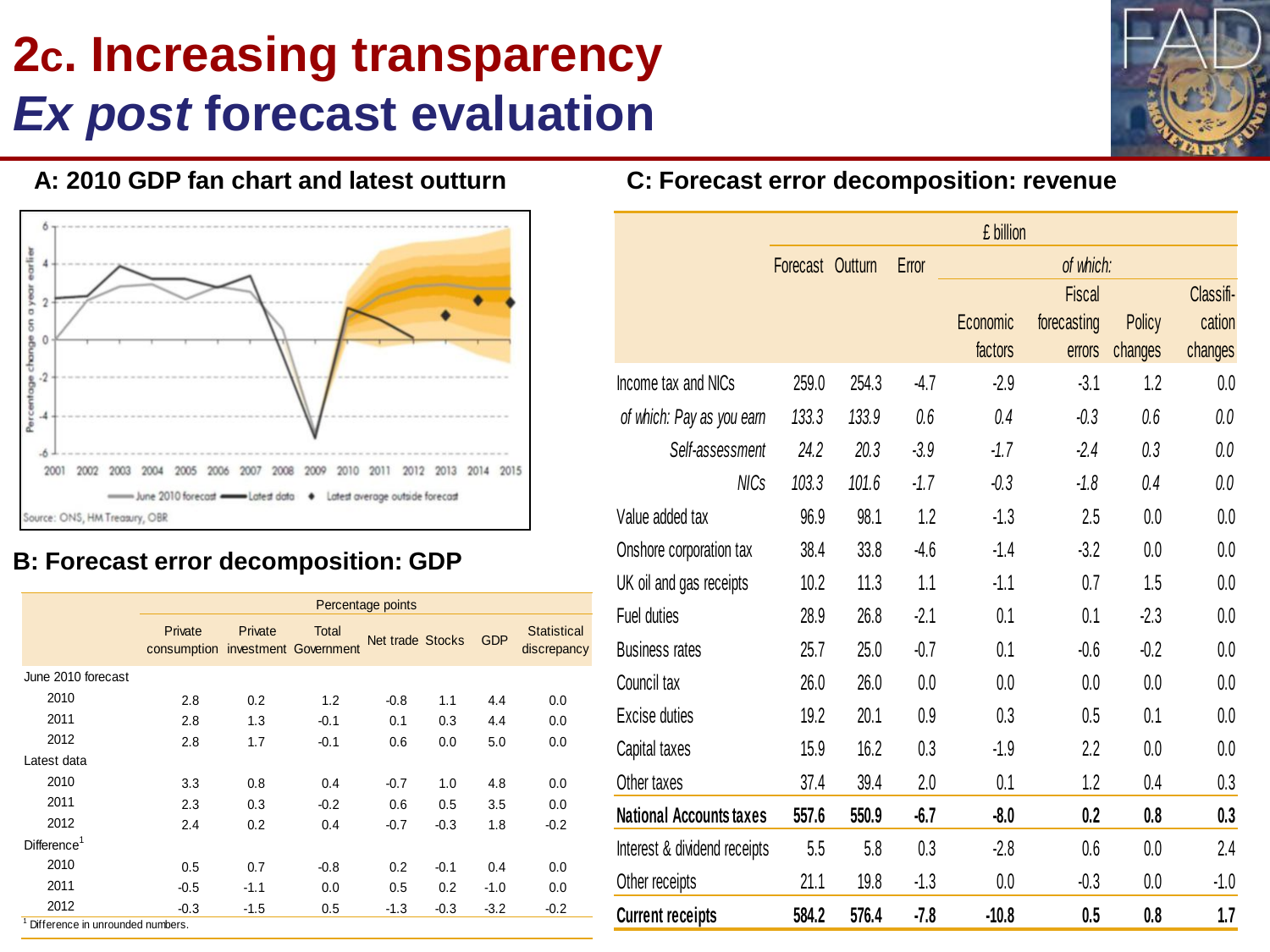# 2c. Increasing transparency *Ex post* forecast evaluation

## A: 2010 GDP fan chart and latest outturn

Source: ONS, HM Treasury, OBR

## B: Forecast error decomposition: GDP

| | Percentage points | | | | | | |
|---|---|---|---|---|---|---|---|
| | Private consumption | Private investment | Total Government | Net trade | Stocks | GDP | Statistical discrepancy |
| June 2010 forecast | | | | | | | |
| 2010 | 2.8 | 0.2 | 1.2 | -0.8 | 1.1 | 4.4 | 0.0 |
| 2011 | 2.8 | 1.3 | -0.1 | 0.1 | 0.3 | 4.4 | 0.0 |
| 2012 | 2.8 | 1.7 | -0.1 | 0.6 | 0.0 | 5.0 | 0.0 |
| Latest data | | | | | | | |
| 2010 | 3.3 | 0.8 | 0.4 | -0.7 | 1.0 | 4.8 | 0.0 |
| 2011 | 2.3 | 0.3 | -0.2 | 0.6 | 0.5 | 3.5 | 0.0 |
| 2012 | 2.4 | 0.2 | 0.4 | -0.7 | -0.3 | 1.8 | -0.2 |
| Difference[1] | | | | | | | |
| 2010 | 0.5 | 0.7 | -0.8 | 0.2 | -0.1 | 0.4 | 0.0 |
| 2011 | -0.5 | -1.1 | 0.0 | 0.5 | 0.2 | -1.0 | 0.0 |
| 2012 | -0.3 | -1.5 | 0.5 | -1.3 | -0.3 | -3.2 | -0.2 |

[1] Difference in unrounded numbers.

## C: Forecast error decomposition: revenue

| | £ billion | | | | | | |
|---|---|---|---|---|---|---|---|
| | Forecast | Outturn | Error | *of which:* | | | |
| | | | | Economic factors | Fiscal forecasting errors | Policy changes | Classification changes |
| Income tax and NICs | 259.0 | 254.3 | -4.7 | -2.9 | -3.1 | 1.2 | 0.0 |
| *of which: Pay as you earn* | *133.3* | *133.9* | *0.6* | *0.4* | *-0.3* | *0.6* | *0.0* |
| *Self-assessment* | *24.2* | *20.3* | *-3.9* | *-1.7* | *-2.4* | *0.3* | *0.0* |
| *NICs* | *103.3* | *101.6* | *-1.7* | *-0.3* | *-1.8* | *0.4* | *0.0* |
| Value added tax | 96.9 | 98.1 | 1.2 | -1.3 | 2.5 | 0.0 | 0.0 |
| Onshore corporation tax | 38.4 | 33.8 | -4.6 | -1.4 | -3.2 | 0.0 | 0.0 |
| UK oil and gas receipts | 10.2 | 11.3 | 1.1 | -1.1 | 0.7 | 1.5 | 0.0 |
| Fuel duties | 28.9 | 26.8 | -2.1 | 0.1 | 0.1 | -2.3 | 0.0 |
| Business rates | 25.7 | 25.0 | -0.7 | 0.1 | -0.6 | -0.2 | 0.0 |
| Council tax | 26.0 | 26.0 | 0.0 | 0.0 | 0.0 | 0.0 | 0.0 |
| Excise duties | 19.2 | 20.1 | 0.9 | 0.3 | 0.5 | 0.1 | 0.0 |
| Capital taxes | 15.9 | 16.2 | 0.3 | -1.9 | 2.2 | 0.0 | 0.0 |
| Other taxes | 37.4 | 39.4 | 2.0 | 0.1 | 1.2 | 0.4 | 0.3 |
| **National Accounts taxes** | **557.6** | **550.9** | **-6.7** | **-8.0** | **0.2** | **0.8** | **0.3** |
| Interest & dividend receipts | 5.5 | 5.8 | 0.3 | -2.8 | 0.6 | 0.0 | 2.4 |
| Other receipts | 21.1 | 19.8 | -1.3 | 0.0 | -0.3 | 0.0 | -1.0 |
| **Current receipts** | **584.2** | **576.4** | **-7.8** | **-10.8** | **0.5** | **0.8** | **1.7** |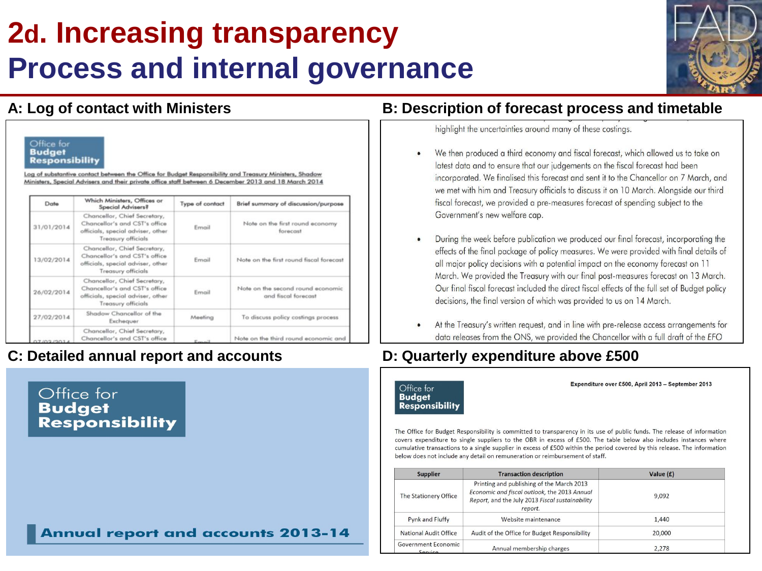# 2d. Increasing transparency
# Process and internal governance

## A: Log of contact with Ministers

Office for Budget Responsibility

Log of substantive contact between the Office for Budget Responsibility and Treasury Ministers, Shadow Ministers, Special Advisers and their private office staff between 6 December 2013 and 18 March 2014

| Date | Which Ministers, Offices or Special Advisers? | Type of contact | Brief summary of discussion/purpose |
|---|---|---|---|
| 31/01/2014 | Chancellor, Chief Secretary, Chancellor's and CST's office officials, special adviser, other Treasury officials | Email | Note on the first round economy forecast |
| 13/02/2014 | Chancellor, Chief Secretary, Chancellor's and CST's office officials, special adviser, other Treasury officials | Email | Note on the first round fiscal forecast |
| 26/02/2014 | Chancellor, Chief Secretary, Chancellor's and CST's office officials, special adviser, other Treasury officials | Email | Note on the second round economic and fiscal forecast |
| 27/02/2014 | Shadow Chancellor of the Exchequer | Meeting | To discuss policy costings process |
| 07/03/2014 | Chancellor, Chief Secretary, Chancellor's and CST's office | Email | Note on the third round economic and |

## B: Description of forecast process and timetable

highlight the uncertainties around many of these costings.

- We then produced a third economy and fiscal forecast, which allowed us to take on latest data and to ensure that our judgements on the fiscal forecast had been incorporated. We finalised this forecast and sent it to the Chancellor on 7 March, and we met with him and Treasury officials to discuss it on 10 March. Alongside our third fiscal forecast, we provided a pre-measures forecast of spending subject to the Government's new welfare cap.
- During the week before publication we produced our final forecast, incorporating the effects of the final package of policy measures. We were provided with final details of all major policy decisions with a potential impact on the economy forecast on 11 March. We provided the Treasury with our final post-measures forecast on 13 March. Our final fiscal forecast included the direct fiscal effects of the full set of Budget policy decisions, the final version of which was provided to us on 14 March.
- At the Treasury's written request, and in line with pre-release access arrangements for data releases from the ONS, we provided the Chancellor with a full draft of the EFO

## C: Detailed annual report and accounts

Office for Budget Responsibility

Annual report and accounts 2013-14

## D: Quarterly expenditure above £500

Office for Budget Responsibility

**Expenditure over £500, April 2013 – September 2013**

The Office for Budget Responsibility is committed to transparency in its use of public funds. The release of information covers expenditure to single suppliers to the OBR in excess of £500. The table below also includes instances where cumulative transactions to a single supplier in excess of £500 within the period covered by this release. The information below does not include any detail on remuneration or reimbursement of staff.

| Supplier | Transaction description | Value (£) |
|---|---|---|
| The Stationery Office | Printing and publishing of the March 2013 *Economic and fiscal outlook*, the 2013 *Annual Report*, and the July 2013 *Fiscal sustainability report*. | 9,092 |
| Pynk and Fluffy | Website maintenance | 1,440 |
| National Audit Office | Audit of the Office for Budget Responsibility | 20,000 |
| Government Economic Service | Annual membership charges | 2,278 |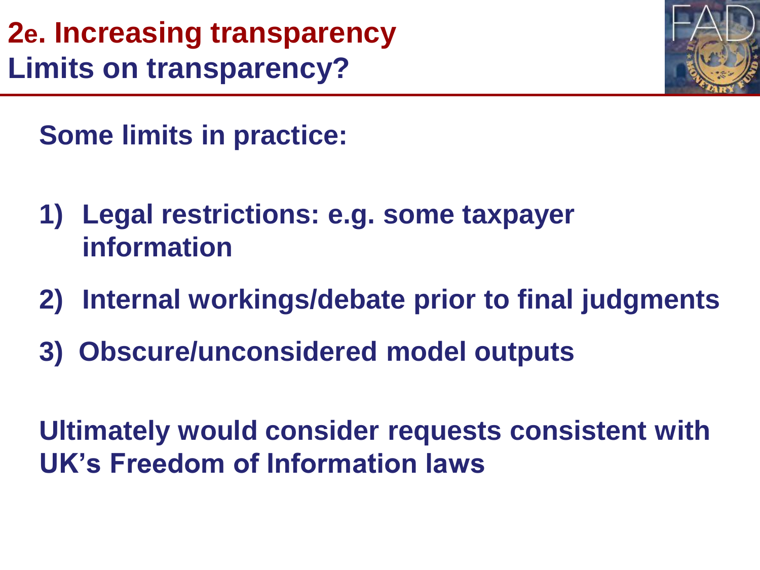# 2e. Increasing transparency
## Limits on transparency?

**Some limits in practice:**

1) **Legal restrictions: e.g. some taxpayer information**
2) **Internal workings/debate prior to final judgments**
3) **Obscure/unconsidered model outputs**

**Ultimately would consider requests consistent with UK's Freedom of Information laws**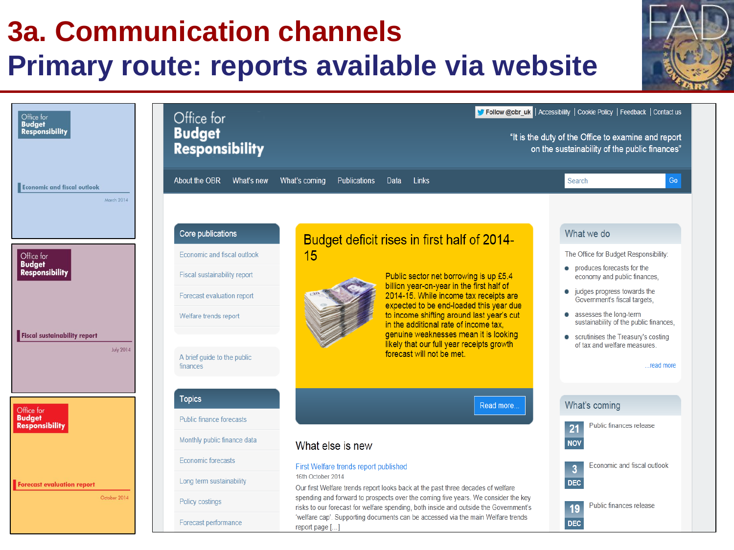# 3a. Communication channels

## Primary route: reports available via website

Office for Budget Responsibility
Economic and fiscal outlook
March 2014

Office for Budget Responsibility
Fiscal sustainability report
July 2014

Office for Budget Responsibility
Forecast evaluation report
October 2014

Office for Budget Responsibility

Follow @obr_uk | Accessibility | Cookie Policy | Feedback | Contact us

"It is the duty of the Office to examine and report on the sustainability of the public finances"

About the OBR | What's new | What's coming | Publications | Data | Links | Search | Go

**Core publications**

- Economic and fiscal outlook
- Fiscal sustainability report
- Forecast evaluation report
- Welfare trends report

A brief guide to the public finances

**Topics**

- Public finance forecasts
- Monthly public finance data
- Economic forecasts
- Long term sustainability
- Policy costings
- Forecast performance

**Budget deficit rises in first half of 2014-15**

Public sector net borrowing is up £5.4 billion year-on-year in the first half of 2014-15. While income tax receipts are expected to be end-loaded this year due to income shifting around last year's cut in the additional rate of income tax, genuine weaknesses mean it is looking likely that our full year receipts growth forecast will not be met.

Read more...

**What else is new**

First Welfare trends report published
16th October 2014
Our first Welfare trends report looks back at the past three decades of welfare spending and forward to prospects over the coming five years. We consider the key risks to our forecast for welfare spending, both inside and outside the Government's 'welfare cap'. Supporting documents can be accessed via the main Welfare trends report page [...]

**What we do**

The Office for Budget Responsibility:

- produces forecasts for the economy and public finances,
- judges progress towards the Government's fiscal targets,
- assesses the long-term sustainability of the public finances,
- scrutinises the Treasury's costing of tax and welfare measures.

...read more

**What's coming**

- 21 NOV – Public finances release
- 3 DEC – Economic and fiscal outlook
- 19 DEC – Public finances release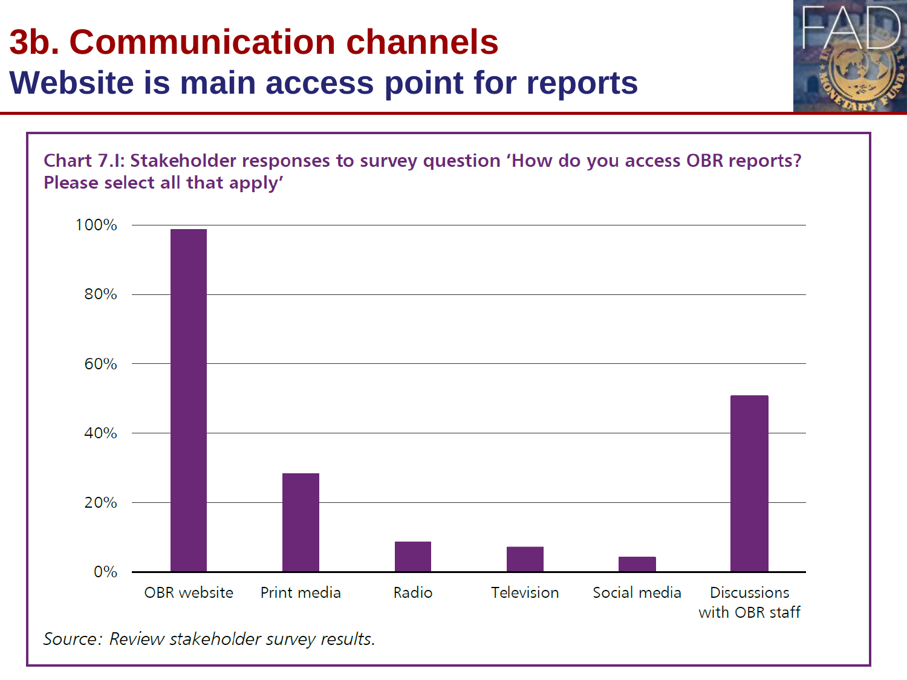# 3b. Communication channels

## Website is main access point for reports

**Chart 7.I: Stakeholder responses to survey question 'How do you access OBR reports? Please select all that apply'**

| Channel | Share of respondents (approx.) |
|---|---|
| OBR website | ~99% |
| Print media | ~28% |
| Radio | ~9% |
| Television | ~7% |
| Social media | ~4% |
| Discussions with OBR staff | ~51% |

*Source: Review stakeholder survey results.*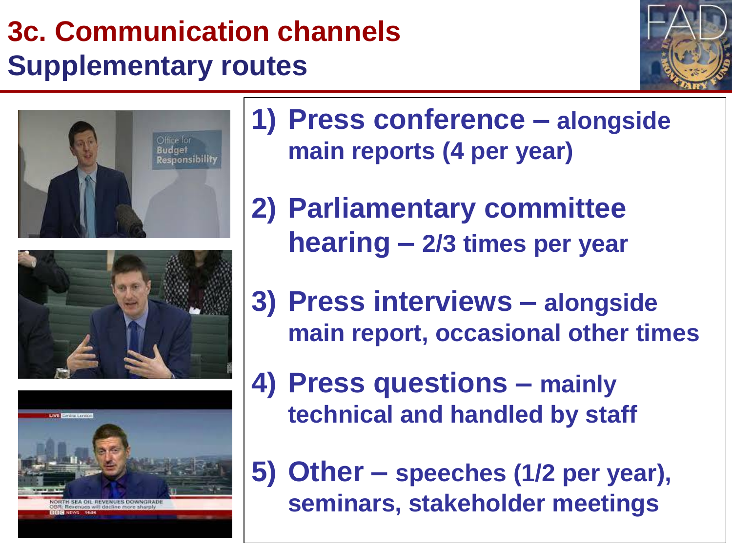# 3c. Communication channels
## Supplementary routes

1) **Press conference** – alongside main reports (4 per year)

2) **Parliamentary committee hearing** – 2/3 times per year

3) **Press interviews** – alongside main report, occasional other times

4) **Press questions** – mainly technical and handled by staff

5) **Other** – speeches (1/2 per year), seminars, stakeholder meetings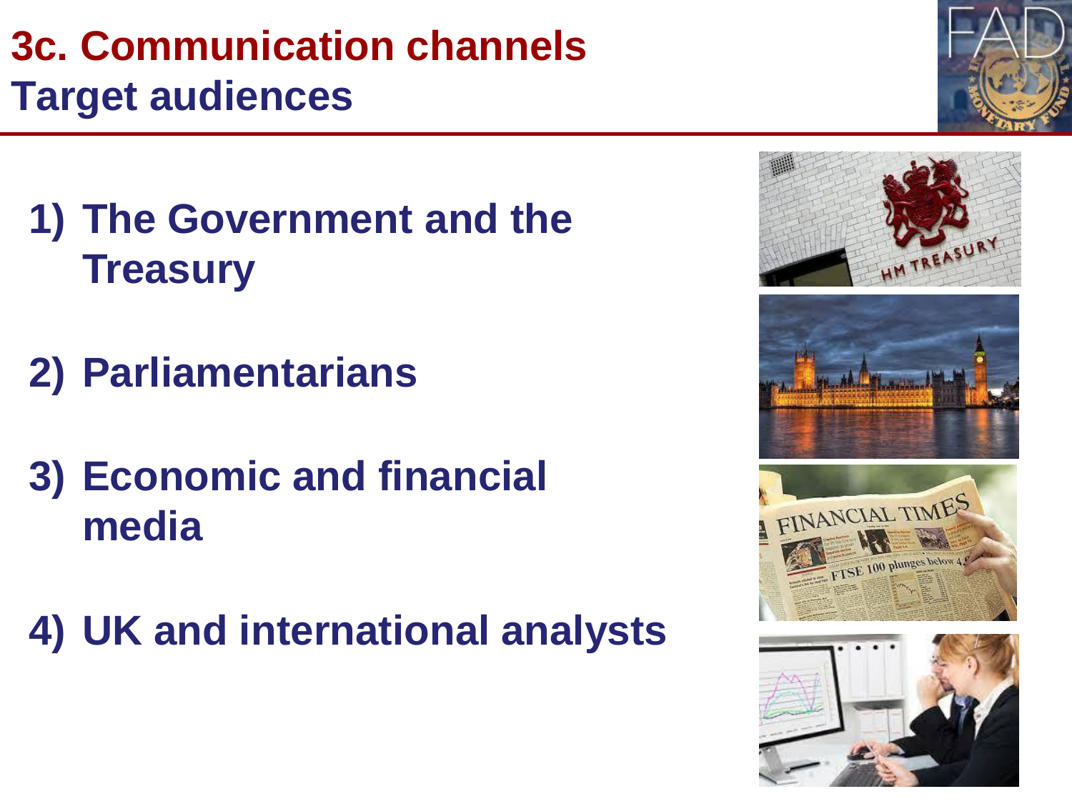# 3c. Communication channels
## Target audiences

1) The Government and the Treasury

2) Parliamentarians

3) Economic and financial media

4) UK and international analysts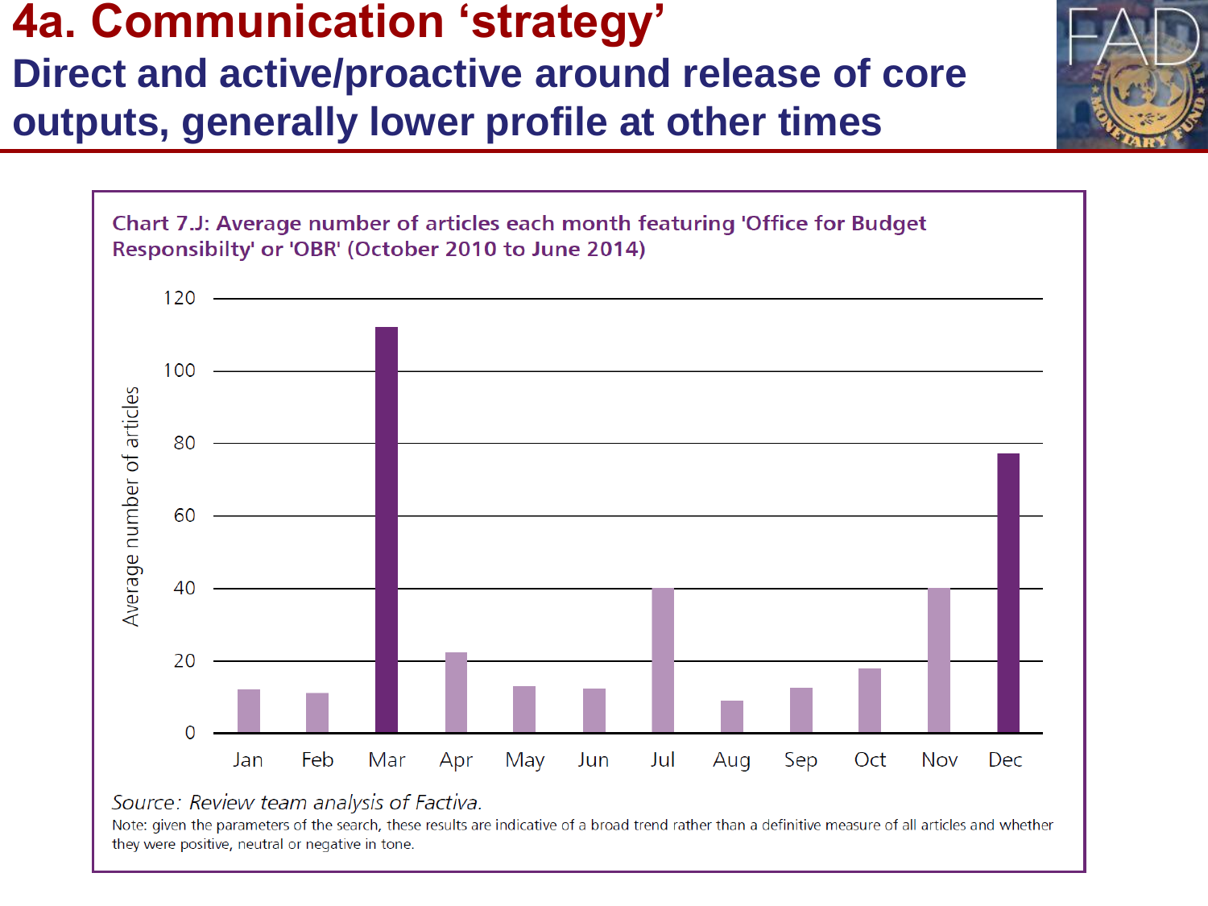# 4a. Communication 'strategy'

## Direct and active/proactive around release of core outputs, generally lower profile at other times

**Chart 7.J: Average number of articles each month featuring 'Office for Budget Responsibilty' or 'OBR' (October 2010 to June 2014)**

| Month | Average number of articles (approx.) |
|---|---|
| Jan | 12 |
| Feb | 11 |
| Mar | 112 |
| Apr | 22 |
| May | 13 |
| Jun | 12 |
| Jul | 40 |
| Aug | 9 |
| Sep | 12 |
| Oct | 18 |
| Nov | 40 |
| Dec | 77 |

*Source: Review team analysis of Factiva.*

Note: given the parameters of the search, these results are indicative of a broad trend rather than a definitive measure of all articles and whether they were positive, neutral or negative in tone.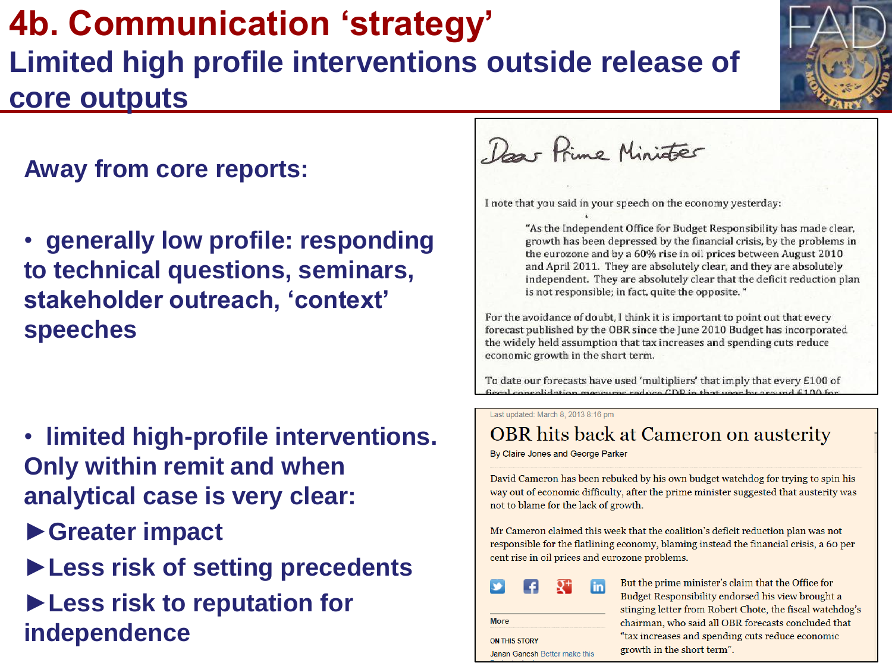# 4b. Communication 'strategy'

## Limited high profile interventions outside release of core outputs

**Away from core reports:**

- **generally low profile: responding to technical questions, seminars, stakeholder outreach, 'context' speeches**

- **limited high-profile interventions. Only within remit and when analytical case is very clear:**
  - ►**Greater impact**
  - ►**Less risk of setting precedents**
  - ►**Less risk to reputation for independence**

Dear Prime Minister

I note that you said in your speech on the economy yesterday:

> "As the Independent Office for Budget Responsibility has made clear, growth has been depressed by the financial crisis, by the problems in the eurozone and by a 60% rise in oil prices between August 2010 and April 2011. They are absolutely clear, and they are absolutely independent. They are absolutely clear that the deficit reduction plan is not responsible; in fact, quite the opposite."

For the avoidance of doubt, I think it is important to point out that every forecast published by the OBR since the June 2010 Budget has incorporated the widely held assumption that tax increases and spending cuts reduce economic growth in the short term.

To date our forecasts have used 'multipliers' that imply that every £100 of fiscal consolidation measures reduce GDP in that year by around £100 for...

Last updated: March 8, 2013 8:16 pm

### OBR hits back at Cameron on austerity

By Claire Jones and George Parker

David Cameron has been rebuked by his own budget watchdog for trying to spin his way out of economic difficulty, after the prime minister suggested that austerity was not to blame for the lack of growth.

Mr Cameron claimed this week that the coalition's deficit reduction plan was not responsible for the flatlining economy, blaming instead the financial crisis, a 60 per cent rise in oil prices and eurozone problems.

But the prime minister's claim that the Office for Budget Responsibility endorsed his view brought a stinging letter from Robert Chote, the fiscal watchdog's chairman, who said all OBR forecasts concluded that "tax increases and spending cuts reduce economic growth in the short term".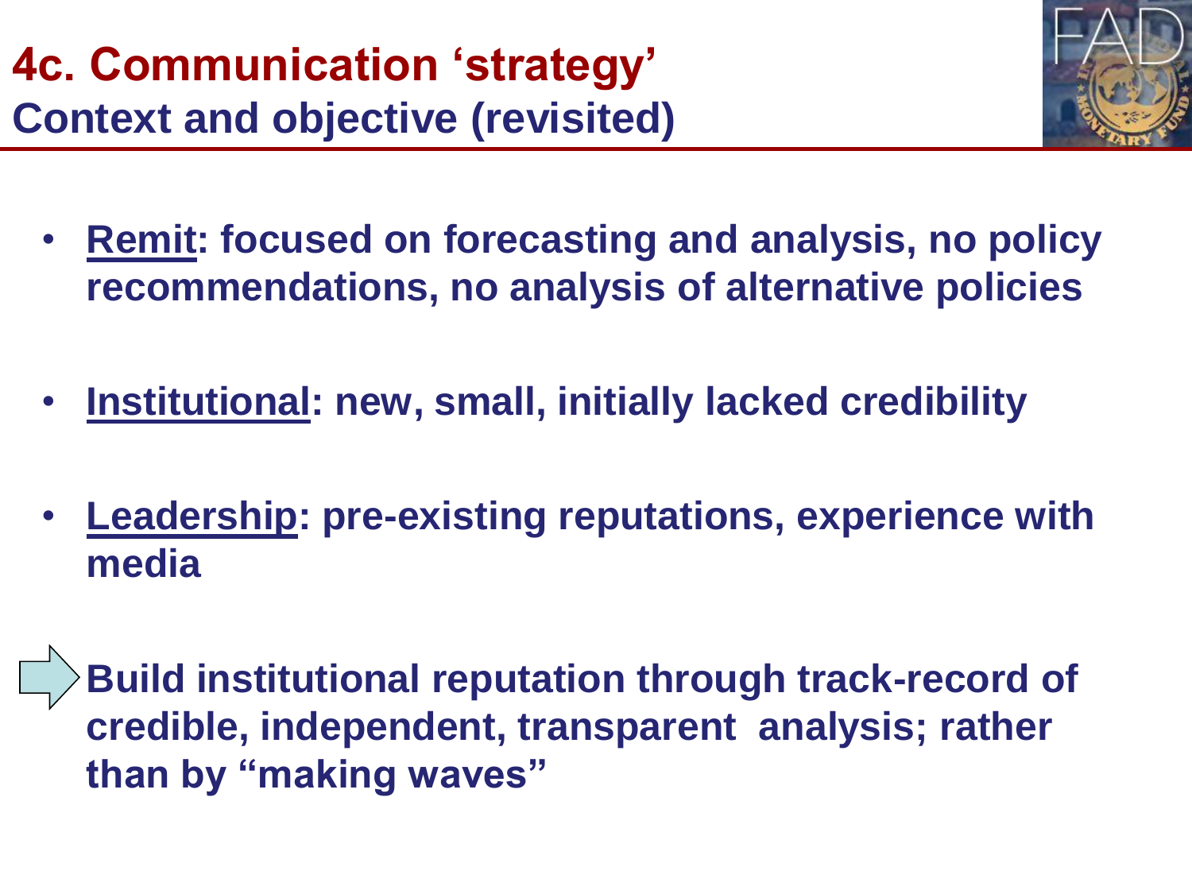# 4c. Communication 'strategy'

## Context and objective (revisited)

- **Remit: focused on forecasting and analysis, no policy recommendations, no analysis of alternative policies**
- **Institutional: new, small, initially lacked credibility**
- **Leadership: pre-existing reputations, experience with media**

⇨ **Build institutional reputation through track-record of credible, independent, transparent analysis; rather than by "making waves"**